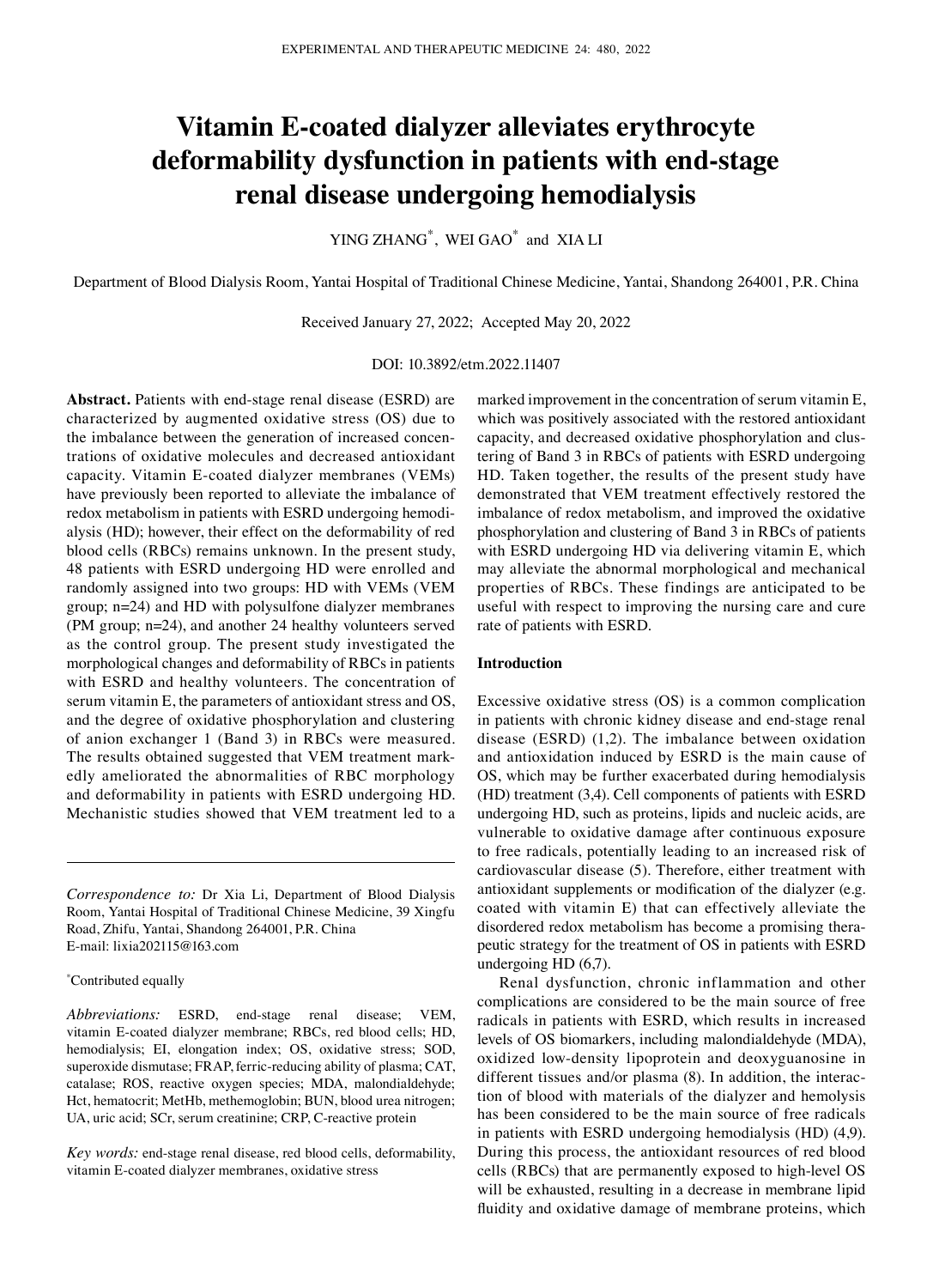# Vitamin E-coated dialyzer alleviates erythrocyte deformability dysfunction in patients with end-stage renal disease undergoing hemodialysis

YING ZHANG*, WEI GAO* and XIA LI

Department of Blood Dialysis Room, Yantai Hospital of Traditional Chinese Medicine, Yantai, Shandong 264001, P.R. China

Received January 27, 2022; Accepted May 20, 2022

DOI: 10.3892/etm.2022.11407

**Abstract.** Patients with end-stage renal disease (ESRD) are characterized by augmented oxidative stress (OS) due to the imbalance between the generation of increased concentrations of oxidative molecules and decreased antioxidant capacity. Vitamin E-coated dialyzer membranes (VEMs) have previously been reported to alleviate the imbalance of redox metabolism in patients with ESRD undergoing hemodialysis (HD); however, their effect on the deformability of red blood cells (RBCs) remains unknown. In the present study, 48 patients with ESRD undergoing HD were enrolled and randomly assigned into two groups: HD with VEMs (VEM group; n=24) and HD with polysulfone dialyzer membranes (PM group; n=24), and another 24 healthy volunteers served as the control group. The present study investigated the morphological changes and deformability of RBCs in patients with ESRD and healthy volunteers. The concentration of serum vitamin E, the parameters of antioxidant stress and OS, and the degree of oxidative phosphorylation and clustering of anion exchanger 1 (Band 3) in RBCs were measured. The results obtained suggested that VEM treatment markedly ameliorated the abnormalities of RBC morphology and deformability in patients with ESRD undergoing HD. Mechanistic studies showed that VEM treatment led to a marked improvement in the concentration of serum vitamin E, which was positively associated with the restored antioxidant capacity, and decreased oxidative phosphorylation and clustering of Band 3 in RBCs of patients with ESRD undergoing HD. Taken together, the results of the present study have demonstrated that VEM treatment effectively restored the imbalance of redox metabolism, and improved the oxidative phosphorylation and clustering of Band 3 in RBCs of patients with ESRD undergoing HD via delivering vitamin E, which may alleviate the abnormal morphological and mechanical properties of RBCs. These findings are anticipated to be useful with respect to improving the nursing care and cure rate of patients with ESRD.

*Correspondence to:* Dr Xia Li, Department of Blood Dialysis Room, Yantai Hospital of Traditional Chinese Medicine, 39 Xingfu Road, Zhifu, Yantai, Shandong 264001, P.R. China
E-mail: lixia202115@163.com

*Contributed equally

*Abbreviations:* ESRD, end-stage renal disease; VEM, vitamin E-coated dialyzer membrane; RBCs, red blood cells; HD, hemodialysis; EI, elongation index; OS, oxidative stress; SOD, superoxide dismutase; FRAP, ferric-reducing ability of plasma; CAT, catalase; ROS, reactive oxygen species; MDA, malondialdehyde; Hct, hematocrit; MetHb, methemoglobin; BUN, blood urea nitrogen; UA, uric acid; SCr, serum creatinine; CRP, C-reactive protein

*Key words:* end-stage renal disease, red blood cells, deformability, vitamin E-coated dialyzer membranes, oxidative stress

## Introduction

Excessive oxidative stress (OS) is a common complication in patients with chronic kidney disease and end-stage renal disease (ESRD) (1,2). The imbalance between oxidation and antioxidation induced by ESRD is the main cause of OS, which may be further exacerbated during hemodialysis (HD) treatment (3,4). Cell components of patients with ESRD undergoing HD, such as proteins, lipids and nucleic acids, are vulnerable to oxidative damage after continuous exposure to free radicals, potentially leading to an increased risk of cardiovascular disease (5). Therefore, either treatment with antioxidant supplements or modification of the dialyzer (e.g. coated with vitamin E) that can effectively alleviate the disordered redox metabolism has become a promising therapeutic strategy for the treatment of OS in patients with ESRD undergoing HD (6,7).

Renal dysfunction, chronic inflammation and other complications are considered to be the main source of free radicals in patients with ESRD, which results in increased levels of OS biomarkers, including malondialdehyde (MDA), oxidized low-density lipoprotein and deoxyguanosine in different tissues and/or plasma (8). In addition, the interaction of blood with materials of the dialyzer and hemolysis has been considered to be the main source of free radicals in patients with ESRD undergoing hemodialysis (HD) (4,9). During this process, the antioxidant resources of red blood cells (RBCs) that are permanently exposed to high-level OS will be exhausted, resulting in a decrease in membrane lipid fluidity and oxidative damage of membrane proteins, which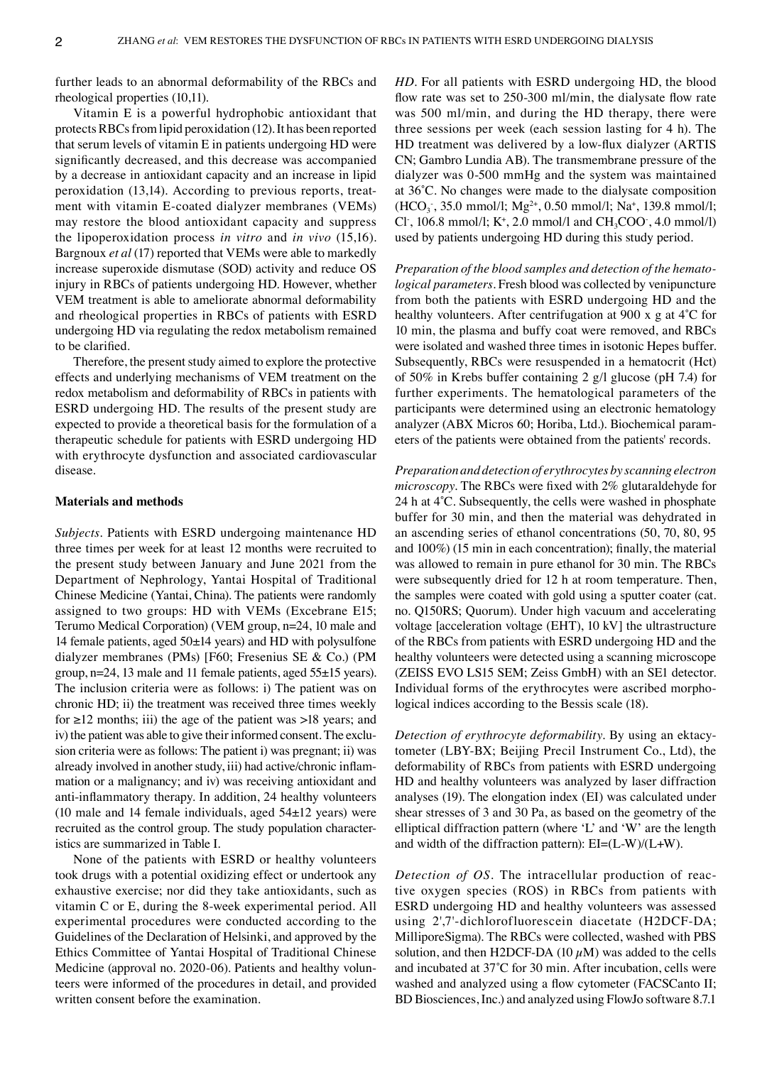further leads to an abnormal deformability of the RBCs and rheological properties (10,11).

Vitamin E is a powerful hydrophobic antioxidant that protects RBCs from lipid peroxidation (12). It has been reported that serum levels of vitamin E in patients undergoing HD were significantly decreased, and this decrease was accompanied by a decrease in antioxidant capacity and an increase in lipid peroxidation (13,14). According to previous reports, treatment with vitamin E-coated dialyzer membranes (VEMs) may restore the blood antioxidant capacity and suppress the lipoperoxidation process *in vitro* and *in vivo* (15,16). Bargnoux *et al* (17) reported that VEMs were able to markedly increase superoxide dismutase (SOD) activity and reduce OS injury in RBCs of patients undergoing HD. However, whether VEM treatment is able to ameliorate abnormal deformability and rheological properties in RBCs of patients with ESRD undergoing HD via regulating the redox metabolism remained to be clarified.

Therefore, the present study aimed to explore the protective effects and underlying mechanisms of VEM treatment on the redox metabolism and deformability of RBCs in patients with ESRD undergoing HD. The results of the present study are expected to provide a theoretical basis for the formulation of a therapeutic schedule for patients with ESRD undergoing HD with erythrocyte dysfunction and associated cardiovascular disease.

## Materials and methods

*Subjects*. Patients with ESRD undergoing maintenance HD three times per week for at least 12 months were recruited to the present study between January and June 2021 from the Department of Nephrology, Yantai Hospital of Traditional Chinese Medicine (Yantai, China). The patients were randomly assigned to two groups: HD with VEMs (Excebrane E15; Terumo Medical Corporation) (VEM group, n=24, 10 male and 14 female patients, aged 50±14 years) and HD with polysulfone dialyzer membranes (PMs) [F60; Fresenius SE & Co.) (PM group, n=24, 13 male and 11 female patients, aged 55±15 years). The inclusion criteria were as follows: i) The patient was on chronic HD; ii) the treatment was received three times weekly for ≥12 months; iii) the age of the patient was >18 years; and iv) the patient was able to give their informed consent. The exclusion criteria were as follows: The patient i) was pregnant; ii) was already involved in another study, iii) had active/chronic inflammation or a malignancy; and iv) was receiving antioxidant and anti-inflammatory therapy. In addition, 24 healthy volunteers (10 male and 14 female individuals, aged 54±12 years) were recruited as the control group. The study population characteristics are summarized in Table I.

None of the patients with ESRD or healthy volunteers took drugs with a potential oxidizing effect or undertook any exhaustive exercise; nor did they take antioxidants, such as vitamin C or E, during the 8-week experimental period. All experimental procedures were conducted according to the Guidelines of the Declaration of Helsinki, and approved by the Ethics Committee of Yantai Hospital of Traditional Chinese Medicine (approval no. 2020-06). Patients and healthy volunteers were informed of the procedures in detail, and provided written consent before the examination.

*HD*. For all patients with ESRD undergoing HD, the blood flow rate was set to 250-300 ml/min, the dialysate flow rate was 500 ml/min, and during the HD therapy, there were three sessions per week (each session lasting for 4 h). The HD treatment was delivered by a low-flux dialyzer (ARTIS CN; Gambro Lundia AB). The transmembrane pressure of the dialyzer was 0-500 mmHg and the system was maintained at 36˚C. No changes were made to the dialysate composition ($HCO_3^-$, 35.0 mmol/l; $Mg^{2+}$, 0.50 mmol/l; $Na^+$, 139.8 mmol/l; $Cl^-$, 106.8 mmol/l; $K^+$, 2.0 mmol/l and $CH_3COO^-$, 4.0 mmol/l) used by patients undergoing HD during this study period.

*Preparation of the blood samples and detection of the hematological parameters*. Fresh blood was collected by venipuncture from both the patients with ESRD undergoing HD and the healthy volunteers. After centrifugation at 900 x g at 4˚C for 10 min, the plasma and buffy coat were removed, and RBCs were isolated and washed three times in isotonic Hepes buffer. Subsequently, RBCs were resuspended in a hematocrit (Hct) of 50% in Krebs buffer containing 2 g/l glucose (pH 7.4) for further experiments. The hematological parameters of the participants were determined using an electronic hematology analyzer (ABX Micros 60; Horiba, Ltd.). Biochemical parameters of the patients were obtained from the patients' records.

*Preparation and detection of erythrocytes by scanning electron microscopy*. The RBCs were fixed with 2% glutaraldehyde for 24 h at 4˚C. Subsequently, the cells were washed in phosphate buffer for 30 min, and then the material was dehydrated in an ascending series of ethanol concentrations (50, 70, 80, 95 and 100%) (15 min in each concentration); finally, the material was allowed to remain in pure ethanol for 30 min. The RBCs were subsequently dried for 12 h at room temperature. Then, the samples were coated with gold using a sputter coater (cat. no. Q150RS; Quorum). Under high vacuum and accelerating voltage [acceleration voltage (EHT), 10 kV] the ultrastructure of the RBCs from patients with ESRD undergoing HD and the healthy volunteers were detected using a scanning microscope (ZEISS EVO LS15 SEM; Zeiss GmbH) with an SE1 detector. Individual forms of the erythrocytes were ascribed morphological indices according to the Bessis scale (18).

*Detection of erythrocyte deformability*. By using an ektacytometer (LBY-BX; Beijing Precil Instrument Co., Ltd), the deformability of RBCs from patients with ESRD undergoing HD and healthy volunteers was analyzed by laser diffraction analyses (19). The elongation index (EI) was calculated under shear stresses of 3 and 30 Pa, as based on the geometry of the elliptical diffraction pattern (where 'L' and 'W' are the length and width of the diffraction pattern): $EI=(L-W)/(L+W)$.

*Detection of OS*. The intracellular production of reactive oxygen species (ROS) in RBCs from patients with ESRD undergoing HD and healthy volunteers was assessed using 2',7'-dichlorofluorescein diacetate (H2DCF-DA; MilliporeSigma). The RBCs were collected, washed with PBS solution, and then H2DCF-DA (10 $\mu$M) was added to the cells and incubated at 37˚C for 30 min. After incubation, cells were washed and analyzed using a flow cytometer (FACSCanto II; BD Biosciences, Inc.) and analyzed using FlowJo software 8.7.1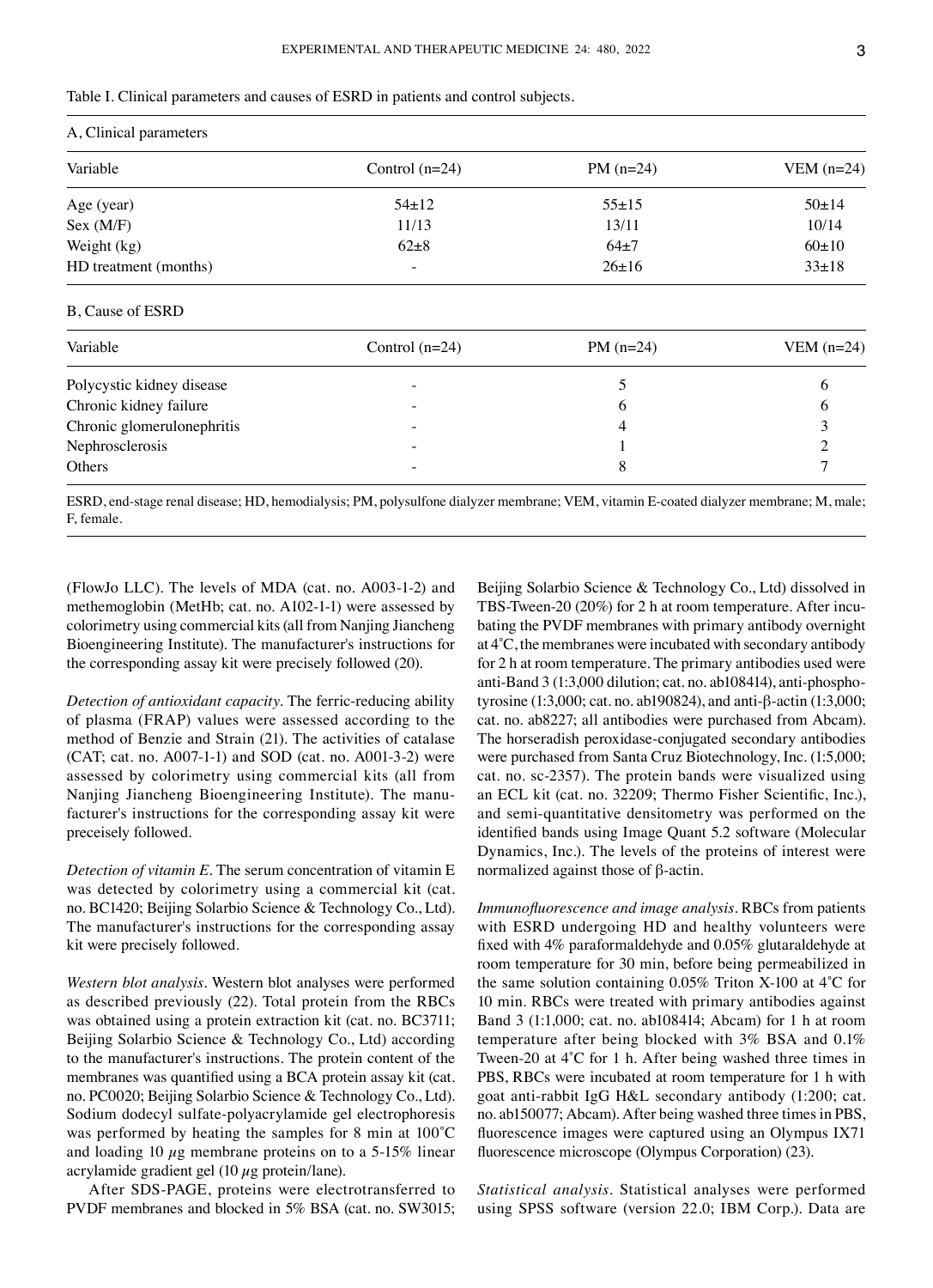Table I. Clinical parameters and causes of ESRD in patients and control subjects.

| A, Clinical parameters | | | |
|---|---|---|---|
| Variable | Control (n=24) | PM (n=24) | VEM (n=24) |
| Age (year) | 54±12 | 55±15 | 50±14 |
| Sex (M/F) | 11/13 | 13/11 | 10/14 |
| Weight (kg) | 62±8 | 64±7 | 60±10 |
| HD treatment (months) | - | 26±16 | 33±18 |
| **B, Cause of ESRD** | | | |
| Variable | Control (n=24) | PM (n=24) | VEM (n=24) |
| Polycystic kidney disease | - | 5 | 6 |
| Chronic kidney failure | - | 6 | 6 |
| Chronic glomerulonephritis | - | 4 | 3 |
| Nephrosclerosis | - | 1 | 2 |
| Others | - | 8 | 7 |

ESRD, end-stage renal disease; HD, hemodialysis; PM, polysulfone dialyzer membrane; VEM, vitamin E-coated dialyzer membrane; M, male; F, female.

(FlowJo LLC). The levels of MDA (cat. no. A003-1-2) and methemoglobin (MetHb; cat. no. A102-1-1) were assessed by colorimetry using commercial kits (all from Nanjing Jiancheng Bioengineering Institute). The manufacturer's instructions for the corresponding assay kit were precisely followed (20).

*Detection of antioxidant capacity.* The ferric-reducing ability of plasma (FRAP) values were assessed according to the method of Benzie and Strain (21). The activities of catalase (CAT; cat. no. A007-1-1) and SOD (cat. no. A001-3-2) were assessed by colorimetry using commercial kits (all from Nanjing Jiancheng Bioengineering Institute). The manufacturer's instructions for the corresponding assay kit were preceisely followed.

*Detection of vitamin E.* The serum concentration of vitamin E was detected by colorimetry using a commercial kit (cat. no. BC1420; Beijing Solarbio Science & Technology Co., Ltd). The manufacturer's instructions for the corresponding assay kit were precisely followed.

*Western blot analysis.* Western blot analyses were performed as described previously (22). Total protein from the RBCs was obtained using a protein extraction kit (cat. no. BC3711; Beijing Solarbio Science & Technology Co., Ltd) according to the manufacturer's instructions. The protein content of the membranes was quantified using a BCA protein assay kit (cat. no. PC0020; Beijing Solarbio Science & Technology Co., Ltd). Sodium dodecyl sulfate-polyacrylamide gel electrophoresis was performed by heating the samples for 8 min at 100˚C and loading 10 $\mu$g membrane proteins on to a 5-15% linear acrylamide gradient gel (10 $\mu$g protein/lane).

After SDS-PAGE, proteins were electrotransferred to PVDF membranes and blocked in 5% BSA (cat. no. SW3015; Beijing Solarbio Science & Technology Co., Ltd) dissolved in TBS-Tween-20 (20%) for 2 h at room temperature. After incubating the PVDF membranes with primary antibody overnight at 4˚C, the membranes were incubated with secondary antibody for 2 h at room temperature. The primary antibodies used were anti-Band 3 (1:3,000 dilution; cat. no. ab108414), anti-phosphotyrosine (1:3,000; cat. no. ab190824), and anti-β-actin (1:3,000; cat. no. ab8227; all antibodies were purchased from Abcam). The horseradish peroxidase-conjugated secondary antibodies were purchased from Santa Cruz Biotechnology, Inc. (1:5,000; cat. no. sc-2357). The protein bands were visualized using an ECL kit (cat. no. 32209; Thermo Fisher Scientific, Inc.), and semi-quantitative densitometry was performed on the identified bands using Image Quant 5.2 software (Molecular Dynamics, Inc.). The levels of the proteins of interest were normalized against those of β-actin.

*Immunofluorescence and image analysis.* RBCs from patients with ESRD undergoing HD and healthy volunteers were fixed with 4% paraformaldehyde and 0.05% glutaraldehyde at room temperature for 30 min, before being permeabilized in the same solution containing 0.05% Triton X-100 at 4˚C for 10 min. RBCs were treated with primary antibodies against Band 3 (1:1,000; cat. no. ab108414; Abcam) for 1 h at room temperature after being blocked with 3% BSA and 0.1% Tween-20 at 4˚C for 1 h. After being washed three times in PBS, RBCs were incubated at room temperature for 1 h with goat anti-rabbit IgG H&L secondary antibody (1:200; cat. no. ab150077; Abcam). After being washed three times in PBS, fluorescence images were captured using an Olympus IX71 fluorescence microscope (Olympus Corporation) (23).

*Statistical analysis.* Statistical analyses were performed using SPSS software (version 22.0; IBM Corp.). Data are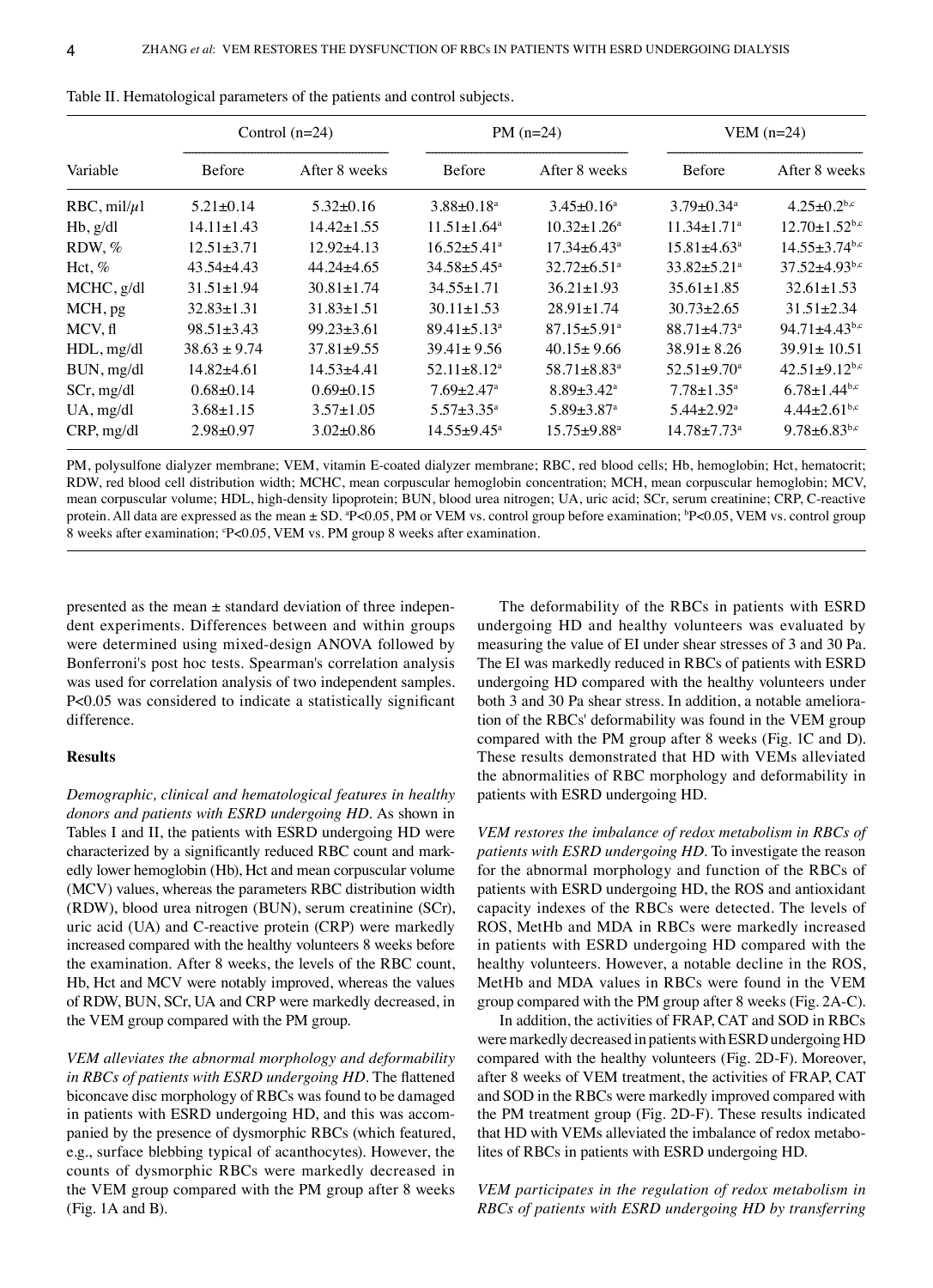Table II. Hematological parameters of the patients and control subjects.

| Variable | Control (n=24) | | PM (n=24) | | VEM (n=24) | |
|---|---|---|---|---|---|---|
| | Before | After 8 weeks | Before | After 8 weeks | Before | After 8 weeks |
| RBC, mil/$\mu$l | 5.21±0.14 | 5.32±0.16 | 3.88±0.18[a] | 3.45±0.16[a] | 3.79±0.34[a] | 4.25±0.2[b,c] |
| Hb, g/dl | 14.11±1.43 | 14.42±1.55 | 11.51±1.64[a] | 10.32±1.26[a] | 11.34±1.71[a] | 12.70±1.52[b,c] |
| RDW, % | 12.51±3.71 | 12.92±4.13 | 16.52±5.41[a] | 17.34±6.43[a] | 15.81±4.63[a] | 14.55±3.74[b,c] |
| Hct, % | 43.54±4.43 | 44.24±4.65 | 34.58±5.45[a] | 32.72±6.51[a] | 33.82±5.21[a] | 37.52±4.93[b,c] |
| MCHC, g/dl | 31.51±1.94 | 30.81±1.74 | 34.55±1.71 | 36.21±1.93 | 35.61±1.85 | 32.61±1.53 |
| MCH, pg | 32.83±1.31 | 31.83±1.51 | 30.11±1.53 | 28.91±1.74 | 30.73±2.65 | 31.51±2.34 |
| MCV, fl | 98.51±3.43 | 99.23±3.61 | 89.41±5.13[a] | 87.15±5.91[a] | 88.71±4.73[a] | 94.71±4.43[b,c] |
| HDL, mg/dl | 38.63 ± 9.74 | 37.81±9.55 | 39.41± 9.56 | 40.15± 9.66 | 38.91± 8.26 | 39.91± 10.51 |
| BUN, mg/dl | 14.82±4.61 | 14.53±4.41 | 52.11±8.12[a] | 58.71±8.83[a] | 52.51±9.70[a] | 42.51±9.12[b,c] |
| SCr, mg/dl | 0.68±0.14 | 0.69±0.15 | 7.69±2.47[a] | 8.89±3.42[a] | 7.78±1.35[a] | 6.78±1.44[b,c] |
| UA, mg/dl | 3.68±1.15 | 3.57±1.05 | 5.57±3.35[a] | 5.89±3.87[a] | 5.44±2.92[a] | 4.44±2.61[b,c] |
| CRP, mg/dl | 2.98±0.97 | 3.02±0.86 | 14.55±9.45[a] | 15.75±9.88[a] | 14.78±7.73[a] | 9.78±6.83[b,c] |

PM, polysulfone dialyzer membrane; VEM, vitamin E-coated dialyzer membrane; RBC, red blood cells; Hb, hemoglobin; Hct, hematocrit; RDW, red blood cell distribution width; MCHC, mean corpuscular hemoglobin concentration; MCH, mean corpuscular hemoglobin; MCV, mean corpuscular volume; HDL, high-density lipoprotein; BUN, blood urea nitrogen; UA, uric acid; SCr, serum creatinine; CRP, C-reactive protein. All data are expressed as the mean ± SD. [a]P<0.05, PM or VEM vs. control group before examination; [b]P<0.05, VEM vs. control group 8 weeks after examination; [c]P<0.05, VEM vs. PM group 8 weeks after examination.

presented as the mean ± standard deviation of three independent experiments. Differences between and within groups were determined using mixed-design ANOVA followed by Bonferroni's post hoc tests. Spearman's correlation analysis was used for correlation analysis of two independent samples. $P<0.05$ was considered to indicate a statistically significant difference.

## Results

*Demographic, clinical and hematological features in healthy donors and patients with ESRD undergoing HD.* As shown in Tables I and II, the patients with ESRD undergoing HD were characterized by a significantly reduced RBC count and markedly lower hemoglobin (Hb), Hct and mean corpuscular volume (MCV) values, whereas the parameters RBC distribution width (RDW), blood urea nitrogen (BUN), serum creatinine (SCr), uric acid (UA) and C-reactive protein (CRP) were markedly increased compared with the healthy volunteers 8 weeks before the examination. After 8 weeks, the levels of the RBC count, Hb, Hct and MCV were notably improved, whereas the values of RDW, BUN, SCr, UA and CRP were markedly decreased, in the VEM group compared with the PM group.

*VEM alleviates the abnormal morphology and deformability in RBCs of patients with ESRD undergoing HD.* The flattened biconcave disc morphology of RBCs was found to be damaged in patients with ESRD undergoing HD, and this was accompanied by the presence of dysmorphic RBCs (which featured, e.g., surface blebbing typical of acanthocytes). However, the counts of dysmorphic RBCs were markedly decreased in the VEM group compared with the PM group after 8 weeks (Fig. 1A and B).

The deformability of the RBCs in patients with ESRD undergoing HD and healthy volunteers was evaluated by measuring the value of EI under shear stresses of 3 and 30 Pa. The EI was markedly reduced in RBCs of patients with ESRD undergoing HD compared with the healthy volunteers under both 3 and 30 Pa shear stress. In addition, a notable amelioration of the RBCs' deformability was found in the VEM group compared with the PM group after 8 weeks (Fig. 1C and D). These results demonstrated that HD with VEMs alleviated the abnormalities of RBC morphology and deformability in patients with ESRD undergoing HD.

*VEM restores the imbalance of redox metabolism in RBCs of patients with ESRD undergoing HD.* To investigate the reason for the abnormal morphology and function of the RBCs of patients with ESRD undergoing HD, the ROS and antioxidant capacity indexes of the RBCs were detected. The levels of ROS, MetHb and MDA in RBCs were markedly increased in patients with ESRD undergoing HD compared with the healthy volunteers. However, a notable decline in the ROS, MetHb and MDA values in RBCs were found in the VEM group compared with the PM group after 8 weeks (Fig. 2A-C).

In addition, the activities of FRAP, CAT and SOD in RBCs were markedly decreased in patients with ESRD undergoing HD compared with the healthy volunteers (Fig. 2D-F). Moreover, after 8 weeks of VEM treatment, the activities of FRAP, CAT and SOD in the RBCs were markedly improved compared with the PM treatment group (Fig. 2D-F). These results indicated that HD with VEMs alleviated the imbalance of redox metabolites of RBCs in patients with ESRD undergoing HD.

*VEM participates in the regulation of redox metabolism in RBCs of patients with ESRD undergoing HD by transferring*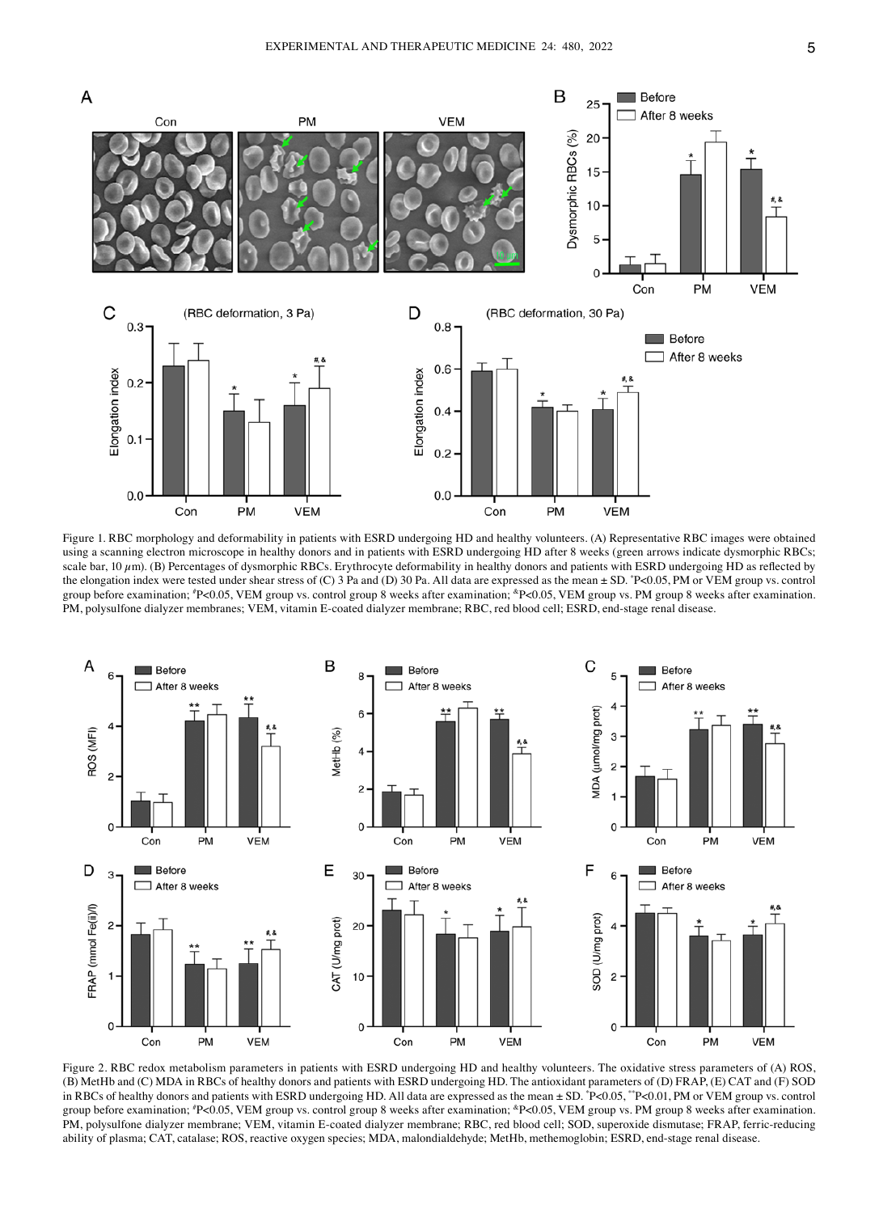Figure 1. RBC morphology and deformability in patients with ESRD undergoing HD and healthy volunteers. (A) Representative RBC images were obtained using a scanning electron microscope in healthy donors and in patients with ESRD undergoing HD after 8 weeks (green arrows indicate dysmorphic RBCs; scale bar, 10 $\mu$m). (B) Percentages of dysmorphic RBCs. Erythrocyte deformability in healthy donors and patients with ESRD undergoing HD as reflected by the elongation index were tested under shear stress of (C) 3 Pa and (D) 30 Pa. All data are expressed as the mean ± SD. [*]P<0.05, PM or VEM group vs. control group before examination; [#]P<0.05, VEM group vs. control group 8 weeks after examination; [&]P<0.05, VEM group vs. PM group 8 weeks after examination. PM, polysulfone dialyzer membranes; VEM, vitamin E-coated dialyzer membrane; RBC, red blood cell; ESRD, end-stage renal disease.

Figure 2. RBC redox metabolism parameters in patients with ESRD undergoing HD and healthy volunteers. The oxidative stress parameters of (A) ROS, (B) MetHb and (C) MDA in RBCs of healthy donors and patients with ESRD undergoing HD. The antioxidant parameters of (D) FRAP, (E) CAT and (F) SOD in RBCs of healthy donors and patients with ESRD undergoing HD. All data are expressed as the mean ± SD. [*]P<0.05, [**]P<0.01, PM or VEM group vs. control group before examination; [#]P<0.05, VEM group vs. control group 8 weeks after examination; [&]P<0.05, VEM group vs. PM group 8 weeks after examination. PM, polysulfone dialyzer membrane; VEM, vitamin E-coated dialyzer membrane; RBC, red blood cell; SOD, superoxide dismutase; FRAP, ferric-reducing ability of plasma; CAT, catalase; ROS, reactive oxygen species; MDA, malondialdehyde; MetHb, methemoglobin; ESRD, end-stage renal disease.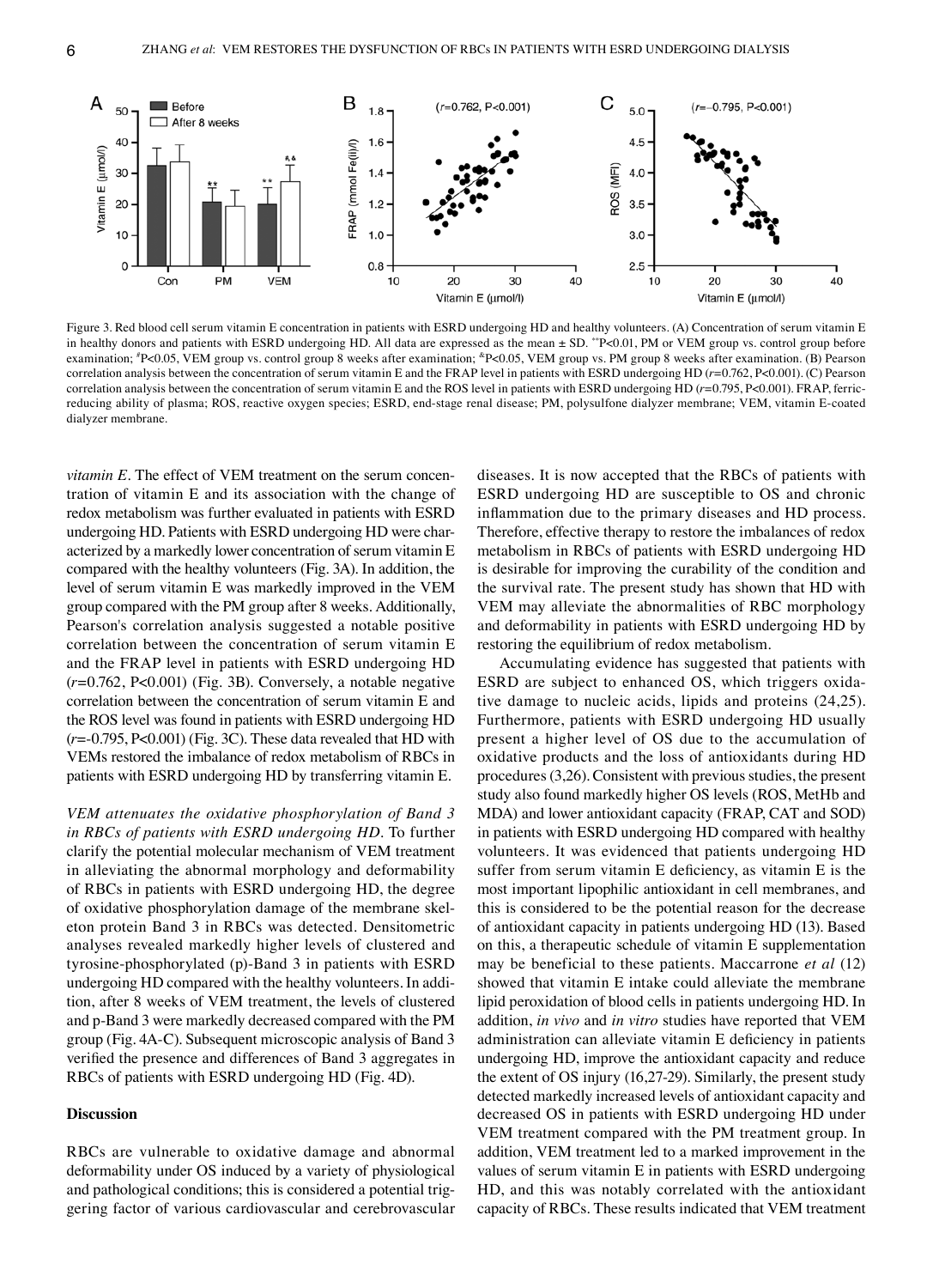Figure 3. Red blood cell serum vitamin E concentration in patients with ESRD undergoing HD and healthy volunteers. (A) Concentration of serum vitamin E in healthy donors and patients with ESRD undergoing HD. All data are expressed as the mean ± SD. **P<0.01, PM or VEM group vs. control group before examination; #P<0.05, VEM group vs. control group 8 weeks after examination; &P<0.05, VEM group vs. PM group 8 weeks after examination. (B) Pearson correlation analysis between the concentration of serum vitamin E and the FRAP level in patients with ESRD undergoing HD (*r*=0.762, P<0.001). (C) Pearson correlation analysis between the concentration of serum vitamin E and the ROS level in patients with ESRD undergoing HD (*r*=0.795, P<0.001). FRAP, ferric-reducing ability of plasma; ROS, reactive oxygen species; ESRD, end-stage renal disease; PM, polysulfone dialyzer membrane; VEM, vitamin E-coated dialyzer membrane.

*vitamin E*. The effect of VEM treatment on the serum concentration of vitamin E and its association with the change of redox metabolism was further evaluated in patients with ESRD undergoing HD. Patients with ESRD undergoing HD were characterized by a markedly lower concentration of serum vitamin E compared with the healthy volunteers (Fig. 3A). In addition, the level of serum vitamin E was markedly improved in the VEM group compared with the PM group after 8 weeks. Additionally, Pearson's correlation analysis suggested a notable positive correlation between the concentration of serum vitamin E and the FRAP level in patients with ESRD undergoing HD (*r*=0.762, P<0.001) (Fig. 3B). Conversely, a notable negative correlation between the concentration of serum vitamin E and the ROS level was found in patients with ESRD undergoing HD (*r*=-0.795, P<0.001) (Fig. 3C). These data revealed that HD with VEMs restored the imbalance of redox metabolism of RBCs in patients with ESRD undergoing HD by transferring vitamin E.

*VEM attenuates the oxidative phosphorylation of Band 3 in RBCs of patients with ESRD undergoing HD*. To further clarify the potential molecular mechanism of VEM treatment in alleviating the abnormal morphology and deformability of RBCs in patients with ESRD undergoing HD, the degree of oxidative phosphorylation damage of the membrane skeleton protein Band 3 in RBCs was detected. Densitometric analyses revealed markedly higher levels of clustered and tyrosine-phosphorylated (p)-Band 3 in patients with ESRD undergoing HD compared with the healthy volunteers. In addition, after 8 weeks of VEM treatment, the levels of clustered and p-Band 3 were markedly decreased compared with the PM group (Fig. 4A-C). Subsequent microscopic analysis of Band 3 verified the presence and differences of Band 3 aggregates in RBCs of patients with ESRD undergoing HD (Fig. 4D).

## Discussion

RBCs are vulnerable to oxidative damage and abnormal deformability under OS induced by a variety of physiological and pathological conditions; this is considered a potential triggering factor of various cardiovascular and cerebrovascular diseases. It is now accepted that the RBCs of patients with ESRD undergoing HD are susceptible to OS and chronic inflammation due to the primary diseases and HD process. Therefore, effective therapy to restore the imbalances of redox metabolism in RBCs of patients with ESRD undergoing HD is desirable for improving the curability of the condition and the survival rate. The present study has shown that HD with VEM may alleviate the abnormalities of RBC morphology and deformability in patients with ESRD undergoing HD by restoring the equilibrium of redox metabolism.

Accumulating evidence has suggested that patients with ESRD are subject to enhanced OS, which triggers oxidative damage to nucleic acids, lipids and proteins (24,25). Furthermore, patients with ESRD undergoing HD usually present a higher level of OS due to the accumulation of oxidative products and the loss of antioxidants during HD procedures (3,26). Consistent with previous studies, the present study also found markedly higher OS levels (ROS, MetHb and MDA) and lower antioxidant capacity (FRAP, CAT and SOD) in patients with ESRD undergoing HD compared with healthy volunteers. It was evidenced that patients undergoing HD suffer from serum vitamin E deficiency, as vitamin E is the most important lipophilic antioxidant in cell membranes, and this is considered to be the potential reason for the decrease of antioxidant capacity in patients undergoing HD (13). Based on this, a therapeutic schedule of vitamin E supplementation may be beneficial to these patients. Maccarrone *et al* (12) showed that vitamin E intake could alleviate the membrane lipid peroxidation of blood cells in patients undergoing HD. In addition, *in vivo* and *in vitro* studies have reported that VEM administration can alleviate vitamin E deficiency in patients undergoing HD, improve the antioxidant capacity and reduce the extent of OS injury (16,27-29). Similarly, the present study detected markedly increased levels of antioxidant capacity and decreased OS in patients with ESRD undergoing HD under VEM treatment compared with the PM treatment group. In addition, VEM treatment led to a marked improvement in the values of serum vitamin E in patients with ESRD undergoing HD, and this was notably correlated with the antioxidant capacity of RBCs. These results indicated that VEM treatment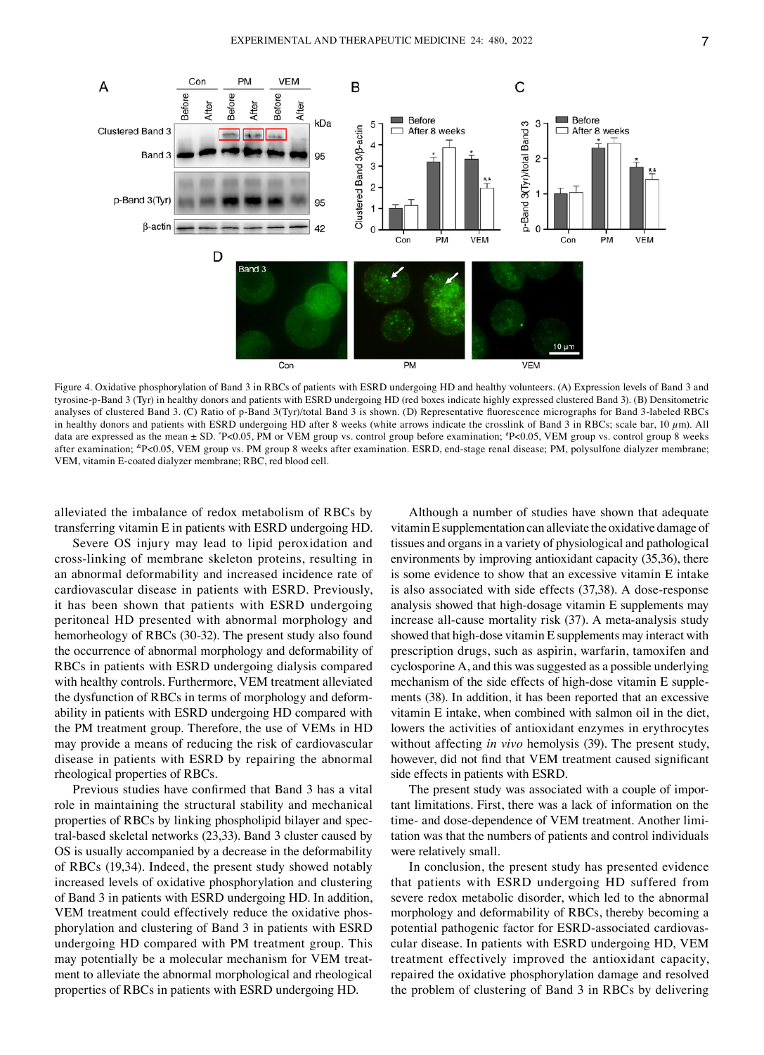Figure 4. Oxidative phosphorylation of Band 3 in RBCs of patients with ESRD undergoing HD and healthy volunteers. (A) Expression levels of Band 3 and tyrosine-p-Band 3 (Tyr) in healthy donors and patients with ESRD undergoing HD (red boxes indicate highly expressed clustered Band 3). (B) Densitometric analyses of clustered Band 3. (C) Ratio of p-Band 3(Tyr)/total Band 3 is shown. (D) Representative fluorescence micrographs for Band 3-labeled RBCs in healthy donors and patients with ESRD undergoing HD after 8 weeks (white arrows indicate the crosslink of Band 3 in RBCs; scale bar, 10 $\mu$m). All data are expressed as the mean ± SD. *P<0.05, PM or VEM group vs. control group before examination; #P<0.05, VEM group vs. control group 8 weeks after examination; &P<0.05, VEM group vs. PM group 8 weeks after examination. ESRD, end-stage renal disease; PM, polysulfone dialyzer membrane; VEM, vitamin E-coated dialyzer membrane; RBC, red blood cell.

alleviated the imbalance of redox metabolism of RBCs by transferring vitamin E in patients with ESRD undergoing HD.

Severe OS injury may lead to lipid peroxidation and cross-linking of membrane skeleton proteins, resulting in an abnormal deformability and increased incidence rate of cardiovascular disease in patients with ESRD. Previously, it has been shown that patients with ESRD undergoing peritoneal HD presented with abnormal morphology and hemorheology of RBCs (30-32). The present study also found the occurrence of abnormal morphology and deformability of RBCs in patients with ESRD undergoing dialysis compared with healthy controls. Furthermore, VEM treatment alleviated the dysfunction of RBCs in terms of morphology and deformability in patients with ESRD undergoing HD compared with the PM treatment group. Therefore, the use of VEMs in HD may provide a means of reducing the risk of cardiovascular disease in patients with ESRD by repairing the abnormal rheological properties of RBCs.

Previous studies have confirmed that Band 3 has a vital role in maintaining the structural stability and mechanical properties of RBCs by linking phospholipid bilayer and spectral-based skeletal networks (23,33). Band 3 cluster caused by OS is usually accompanied by a decrease in the deformability of RBCs (19,34). Indeed, the present study showed notably increased levels of oxidative phosphorylation and clustering of Band 3 in patients with ESRD undergoing HD. In addition, VEM treatment could effectively reduce the oxidative phosphorylation and clustering of Band 3 in patients with ESRD undergoing HD compared with PM treatment group. This may potentially be a molecular mechanism for VEM treatment to alleviate the abnormal morphological and rheological properties of RBCs in patients with ESRD undergoing HD.

Although a number of studies have shown that adequate vitamin E supplementation can alleviate the oxidative damage of tissues and organs in a variety of physiological and pathological environments by improving antioxidant capacity (35,36), there is some evidence to show that an excessive vitamin E intake is also associated with side effects (37,38). A dose-response analysis showed that high-dosage vitamin E supplements may increase all-cause mortality risk (37). A meta-analysis study showed that high-dose vitamin E supplements may interact with prescription drugs, such as aspirin, warfarin, tamoxifen and cyclosporine A, and this was suggested as a possible underlying mechanism of the side effects of high-dose vitamin E supplements (38). In addition, it has been reported that an excessive vitamin E intake, when combined with salmon oil in the diet, lowers the activities of antioxidant enzymes in erythrocytes without affecting *in vivo* hemolysis (39). The present study, however, did not find that VEM treatment caused significant side effects in patients with ESRD.

The present study was associated with a couple of important limitations. First, there was a lack of information on the time- and dose-dependence of VEM treatment. Another limitation was that the numbers of patients and control individuals were relatively small.

In conclusion, the present study has presented evidence that patients with ESRD undergoing HD suffered from severe redox metabolic disorder, which led to the abnormal morphology and deformability of RBCs, thereby becoming a potential pathogenic factor for ESRD-associated cardiovascular disease. In patients with ESRD undergoing HD, VEM treatment effectively improved the antioxidant capacity, repaired the oxidative phosphorylation damage and resolved the problem of clustering of Band 3 in RBCs by delivering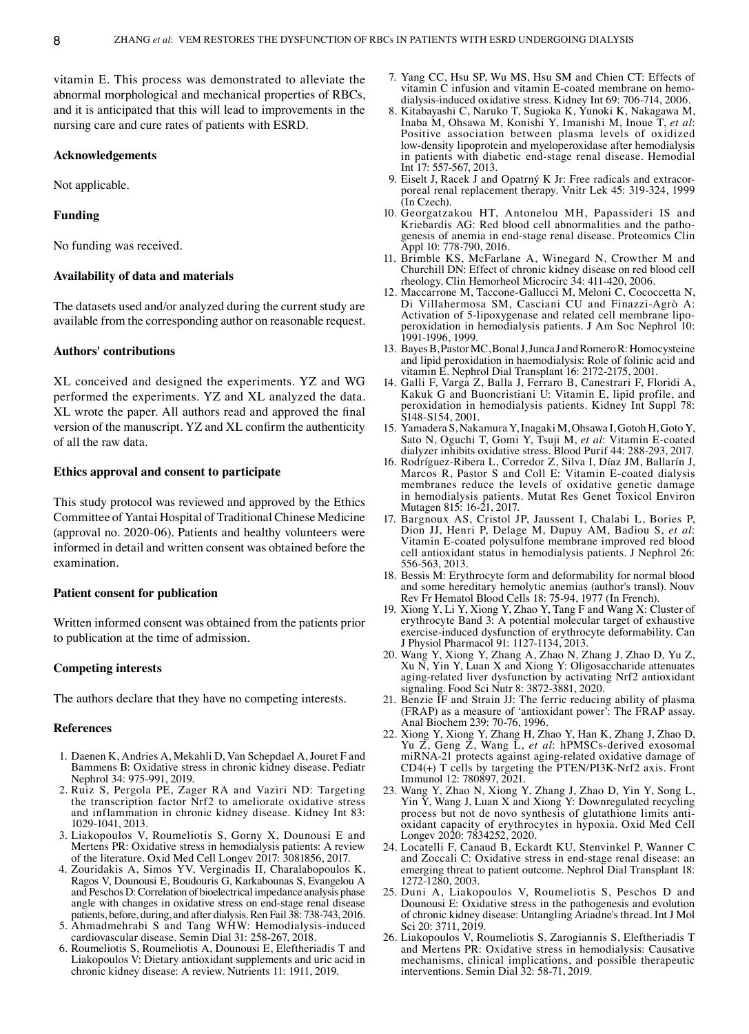vitamin E. This process was demonstrated to alleviate the abnormal morphological and mechanical properties of RBCs, and it is anticipated that this will lead to improvements in the nursing care and cure rates of patients with ESRD.

## Acknowledgements

Not applicable.

## Funding

No funding was received.

## Availability of data and materials

The datasets used and/or analyzed during the current study are available from the corresponding author on reasonable request.

## Authors' contributions

XL conceived and designed the experiments. YZ and WG performed the experiments. YZ and XL analyzed the data. XL wrote the paper. All authors read and approved the final version of the manuscript. YZ and XL confirm the authenticity of all the raw data.

## Ethics approval and consent to participate

This study protocol was reviewed and approved by the Ethics Committee of Yantai Hospital of Traditional Chinese Medicine (approval no. 2020-06). Patients and healthy volunteers were informed in detail and written consent was obtained before the examination.

## Patient consent for publication

Written informed consent was obtained from the patients prior to publication at the time of admission.

## Competing interests

The authors declare that they have no competing interests.

## References

1. Daenen K, Andries A, Mekahli D, Van Schepdael A, Jouret F and Bammens B: Oxidative stress in chronic kidney disease. Pediatr Nephrol 34: 975-991, 2019.
2. Ruiz S, Pergola PE, Zager RA and Vaziri ND: Targeting the transcription factor Nrf2 to ameliorate oxidative stress and inflammation in chronic kidney disease. Kidney Int 83: 1029-1041, 2013.
3. Liakopoulos V, Roumeliotis S, Gorny X, Dounousi E and Mertens PR: Oxidative stress in hemodialysis patients: A review of the literature. Oxid Med Cell Longev 2017: 3081856, 2017.
4. Zouridakis A, Simos YV, Verginadis II, Charalabopoulos K, Ragos V, Dounousi E, Boudouris G, Karkabounas S, Evangelou A and Peschos D: Correlation of bioelectrical impedance analysis phase angle with changes in oxidative stress on end-stage renal disease patients, before, during, and after dialysis. Ren Fail 38: 738-743, 2016.
5. Ahmadmehrabi S and Tang WHW: Hemodialysis-induced cardiovascular disease. Semin Dial 31: 258-267, 2018.
6. Roumeliotis S, Roumeliotis A, Dounousi E, Eleftheriadis T and Liakopoulos V: Dietary antioxidant supplements and uric acid in chronic kidney disease: A review. Nutrients 11: 1911, 2019.
7. Yang CC, Hsu SP, Wu MS, Hsu SM and Chien CT: Effects of vitamin C infusion and vitamin E-coated membrane on hemodialysis-induced oxidative stress. Kidney Int 69: 706-714, 2006.
8. Kitabayashi C, Naruko T, Sugioka K, Yunoki K, Nakagawa M, Inaba M, Ohsawa M, Konishi Y, Imanishi M, Inoue T, *et al*: Positive association between plasma levels of oxidized low-density lipoprotein and myeloperoxidase after hemodialysis in patients with diabetic end-stage renal disease. Hemodial Int 17: 557-567, 2013.
9. Eiselt J, Racek J and Opatrný K Jr: Free radicals and extracorporeal renal replacement therapy. Vnitr Lek 45: 319-324, 1999 (In Czech).
10. Georgatzakou HT, Antonelou MH, Papassideri IS and Kriebardis AG: Red blood cell abnormalities and the pathogenesis of anemia in end-stage renal disease. Proteomics Clin Appl 10: 778-790, 2016.
11. Brimble KS, McFarlane A, Winegard N, Crowther M and Churchill DN: Effect of chronic kidney disease on red blood cell rheology. Clin Hemorheol Microcirc 34: 411-420, 2006.
12. Maccarrone M, Taccone-Gallucci M, Meloni C, Cococcetta N, Di Villahermosa SM, Casciani CU and Finazzi-Agrò A: Activation of 5-lipoxygenase and related cell membrane lipoperoxidation in hemodialysis patients. J Am Soc Nephrol 10: 1991-1996, 1999.
13. Bayes B, Pastor MC, Bonal J, Junca J and Romero R: Homocysteine and lipid peroxidation in haemodialysis: Role of folinic acid and vitamin E. Nephrol Dial Transplant 16: 2172-2175, 2001.
14. Galli F, Varga Z, Balla J, Ferraro B, Canestrari F, Floridi A, Kakuk G and Buoncristiani U: Vitamin E, lipid profile, and peroxidation in hemodialysis patients. Kidney Int Suppl 78: S148-S154, 2001.
15. Yamadera S, Nakamura Y, Inagaki M, Ohsawa I, Gotoh H, Goto Y, Sato N, Oguchi T, Gomi Y, Tsuji M, *et al*: Vitamin E-coated dialyzer inhibits oxidative stress. Blood Purif 44: 288-293, 2017.
16. Rodríguez-Ribera L, Corredor Z, Silva I, Díaz JM, Ballarín J, Marcos R, Pastor S and Coll E: Vitamin E-coated dialysis membranes reduce the levels of oxidative genetic damage in hemodialysis patients. Mutat Res Genet Toxicol Environ Mutagen 815: 16-21, 2017.
17. Bargnoux AS, Cristol JP, Jaussent I, Chalabi L, Bories P, Dion JJ, Henri P, Delage M, Dupuy AM, Badiou S, *et al*: Vitamin E-coated polysulfone membrane improved red blood cell antioxidant status in hemodialysis patients. J Nephrol 26: 556-563, 2013.
18. Bessis M: Erythrocyte form and deformability for normal blood and some hereditary hemolytic anemias (author's transl). Nouv Rev Fr Hematol Blood Cells 18: 75-94, 1977 (In French).
19. Xiong Y, Li Y, Xiong Y, Zhao Y, Tang F and Wang X: Cluster of erythrocyte Band 3: A potential molecular target of exhaustive exercise-induced dysfunction of erythrocyte deformability. Can J Physiol Pharmacol 91: 1127-1134, 2013.
20. Wang Y, Xiong Y, Zhang A, Zhao N, Zhang J, Zhao D, Yu Z, Xu N, Yin Y, Luan X and Xiong Y: Oligosaccharide attenuates aging-related liver dysfunction by activating Nrf2 antioxidant signaling. Food Sci Nutr 8: 3872-3881, 2020.
21. Benzie IF and Strain JJ: The ferric reducing ability of plasma (FRAP) as a measure of 'antioxidant power': The FRAP assay. Anal Biochem 239: 70-76, 1996.
22. Xiong Y, Xiong Y, Zhang H, Zhao Y, Han K, Zhang J, Zhao D, Yu Z, Geng Z, Wang L, *et al*: hPMSCs-derived exosomal miRNA-21 protects against aging-related oxidative damage of CD4(+) T cells by targeting the PTEN/PI3K-Nrf2 axis. Front Immunol 12: 780897, 2021.
23. Wang Y, Zhao N, Xiong Y, Zhang J, Zhao D, Yin Y, Song L, Yin Y, Wang J, Luan X and Xiong Y: Downregulated recycling process but not de novo synthesis of glutathione limits antioxidant capacity of erythrocytes in hypoxia. Oxid Med Cell Longev 2020: 7834252, 2020.
24. Locatelli F, Canaud B, Eckardt KU, Stenvinkel P, Wanner C and Zoccali C: Oxidative stress in end-stage renal disease: an emerging threat to patient outcome. Nephrol Dial Transplant 18: 1272-1280, 2003.
25. Duni A, Liakopoulos V, Roumeliotis S, Peschos D and Dounousi E: Oxidative stress in the pathogenesis and evolution of chronic kidney disease: Untangling Ariadne's thread. Int J Mol Sci 20: 3711, 2019.
26. Liakopoulos V, Roumeliotis S, Zarogiannis S, Eleftheriadis T and Mertens PR: Oxidative stress in hemodialysis: Causative mechanisms, clinical implications, and possible therapeutic interventions. Semin Dial 32: 58-71, 2019.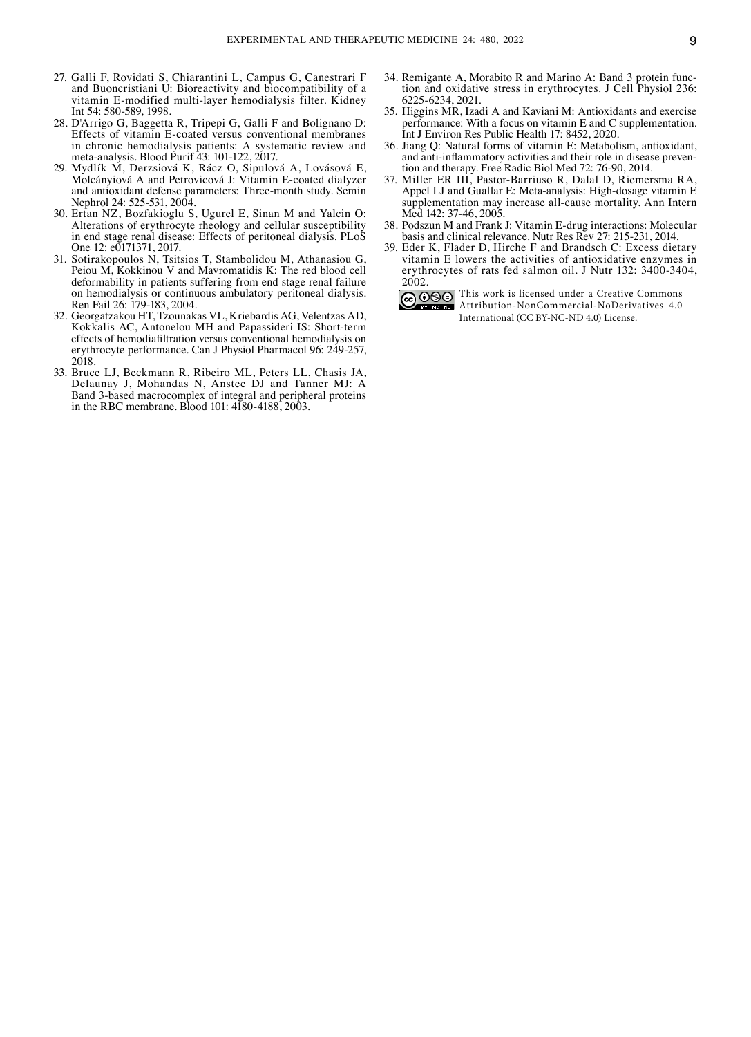27. Galli F, Rovidati S, Chiarantini L, Campus G, Canestrari F and Buoncristiani U: Bioreactivity and biocompatibility of a vitamin E-modified multi-layer hemodialysis filter. Kidney Int 54: 580-589, 1998.
28. D'Arrigo G, Baggetta R, Tripepi G, Galli F and Bolignano D: Effects of vitamin E-coated versus conventional membranes in chronic hemodialysis patients: A systematic review and meta-analysis. Blood Purif 43: 101-122, 2017.
29. Mydlík M, Derzsiová K, Rácz O, Sipulová A, Lovásová E, Molcányiová A and Petrovicová J: Vitamin E-coated dialyzer and antioxidant defense parameters: Three-month study. Semin Nephrol 24: 525-531, 2004.
30. Ertan NZ, Bozfakioglu S, Ugurel E, Sinan M and Yalcin O: Alterations of erythrocyte rheology and cellular susceptibility in end stage renal disease: Effects of peritoneal dialysis. PLoS One 12: e0171371, 2017.
31. Sotirakopoulos N, Tsitsios T, Stambolidou M, Athanasiou G, Peiou M, Kokkinou V and Mavromatidis K: The red blood cell deformability in patients suffering from end stage renal failure on hemodialysis or continuous ambulatory peritoneal dialysis. Ren Fail 26: 179-183, 2004.
32. Georgatzakou HT, Tzounakas VL, Kriebardis AG, Velentzas AD, Kokkalis AC, Antonelou MH and Papassideri IS: Short-term effects of hemodiafiltration versus conventional hemodialysis on erythrocyte performance. Can J Physiol Pharmacol 96: 249-257, 2018.
33. Bruce LJ, Beckmann R, Ribeiro ML, Peters LL, Chasis JA, Delaunay J, Mohandas N, Anstee DJ and Tanner MJ: A Band 3-based macrocomplex of integral and peripheral proteins in the RBC membrane. Blood 101: 4180-4188, 2003.
34. Remigante A, Morabito R and Marino A: Band 3 protein function and oxidative stress in erythrocytes. J Cell Physiol 236: 6225-6234, 2021.
35. Higgins MR, Izadi A and Kaviani M: Antioxidants and exercise performance: With a focus on vitamin E and C supplementation. Int J Environ Res Public Health 17: 8452, 2020.
36. Jiang Q: Natural forms of vitamin E: Metabolism, antioxidant, and anti-inflammatory activities and their role in disease prevention and therapy. Free Radic Biol Med 72: 76-90, 2014.
37. Miller ER III, Pastor-Barriuso R, Dalal D, Riemersma RA, Appel LJ and Guallar E: Meta-analysis: High-dosage vitamin E supplementation may increase all-cause mortality. Ann Intern Med 142: 37-46, 2005.
38. Podszun M and Frank J: Vitamin E-drug interactions: Molecular basis and clinical relevance. Nutr Res Rev 27: 215-231, 2014.
39. Eder K, Flader D, Hirche F and Brandsch C: Excess dietary vitamin E lowers the activities of antioxidative enzymes in erythrocytes of rats fed salmon oil. J Nutr 132: 3400-3404, 2002.

This work is licensed under a Creative Commons Attribution-NonCommercial-NoDerivatives 4.0 International (CC BY-NC-ND 4.0) License.